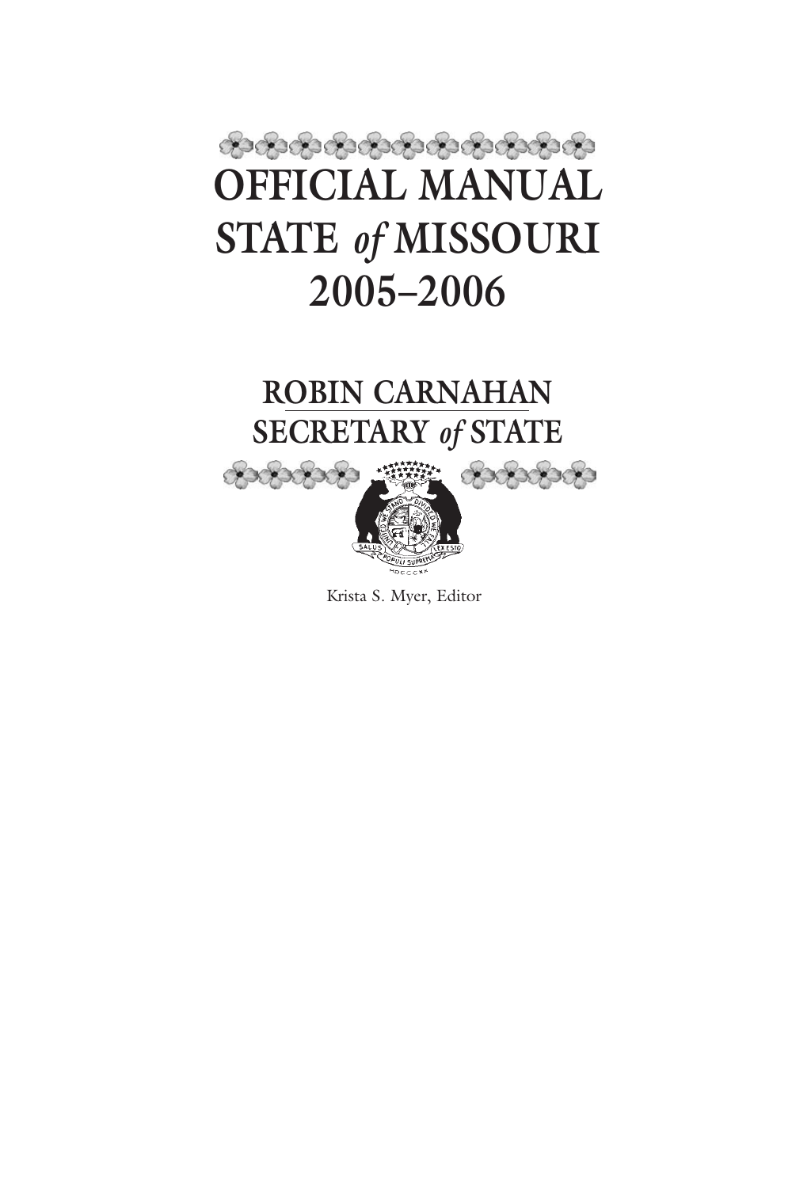# OFFICIAL MANUAL STATE *of* MISSOURI 2005–2006

## ROBIN CARNAHAN
## SECRETARY *of* STATE

Krista S. Myer, Editor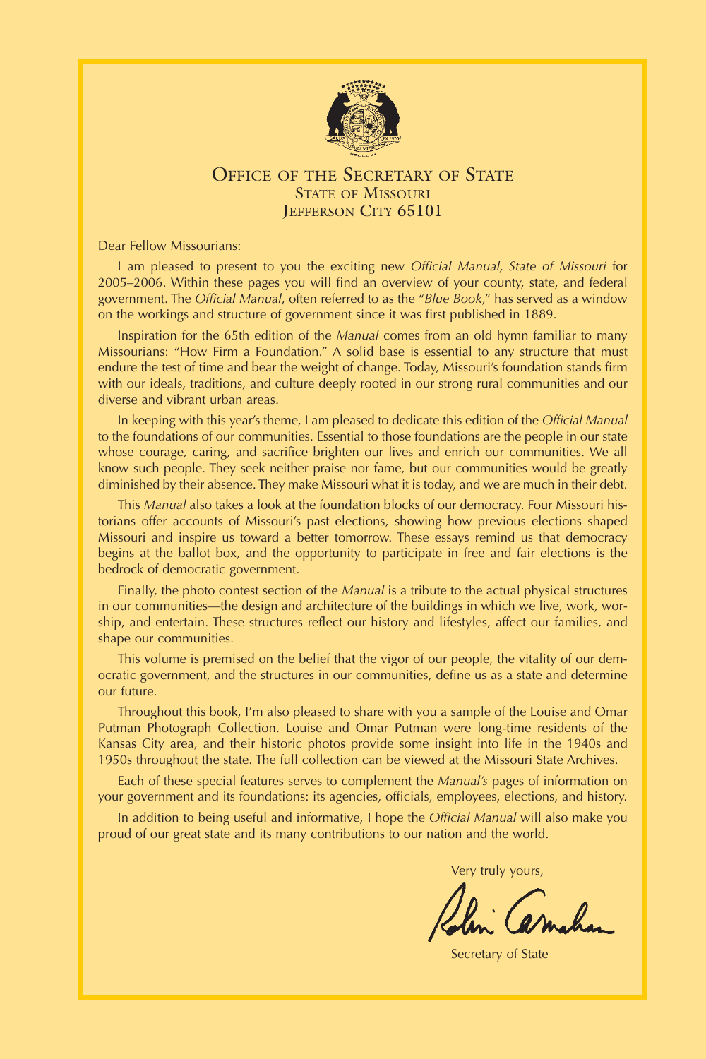# Office of the Secretary of State

## State of Missouri

## Jefferson City 65101

Dear Fellow Missourians:

I am pleased to present to you the exciting new *Official Manual, State of Missouri* for 2005–2006. Within these pages you will find an overview of your county, state, and federal government. The *Official Manual*, often referred to as the "*Blue Book*," has served as a window on the workings and structure of government since it was first published in 1889.

Inspiration for the 65th edition of the *Manual* comes from an old hymn familiar to many Missourians: "How Firm a Foundation." A solid base is essential to any structure that must endure the test of time and bear the weight of change. Today, Missouri's foundation stands firm with our ideals, traditions, and culture deeply rooted in our strong rural communities and our diverse and vibrant urban areas.

In keeping with this year's theme, I am pleased to dedicate this edition of the *Official Manual* to the foundations of our communities. Essential to those foundations are the people in our state whose courage, caring, and sacrifice brighten our lives and enrich our communities. We all know such people. They seek neither praise nor fame, but our communities would be greatly diminished by their absence. They make Missouri what it is today, and we are much in their debt.

This *Manual* also takes a look at the foundation blocks of our democracy. Four Missouri historians offer accounts of Missouri's past elections, showing how previous elections shaped Missouri and inspire us toward a better tomorrow. These essays remind us that democracy begins at the ballot box, and the opportunity to participate in free and fair elections is the bedrock of democratic government.

Finally, the photo contest section of the *Manual* is a tribute to the actual physical structures in our communities—the design and architecture of the buildings in which we live, work, worship, and entertain. These structures reflect our history and lifestyles, affect our families, and shape our communities.

This volume is premised on the belief that the vigor of our people, the vitality of our democratic government, and the structures in our communities, define us as a state and determine our future.

Throughout this book, I'm also pleased to share with you a sample of the Louise and Omar Putman Photograph Collection. Louise and Omar Putman were long-time residents of the Kansas City area, and their historic photos provide some insight into life in the 1940s and 1950s throughout the state. The full collection can be viewed at the Missouri State Archives.

Each of these special features serves to complement the *Manual's* pages of information on your government and its foundations: its agencies, officials, employees, elections, and history.

In addition to being useful and informative, I hope the *Official Manual* will also make you proud of our great state and its many contributions to our nation and the world.

Very truly yours,

Robin Carnahan

Secretary of State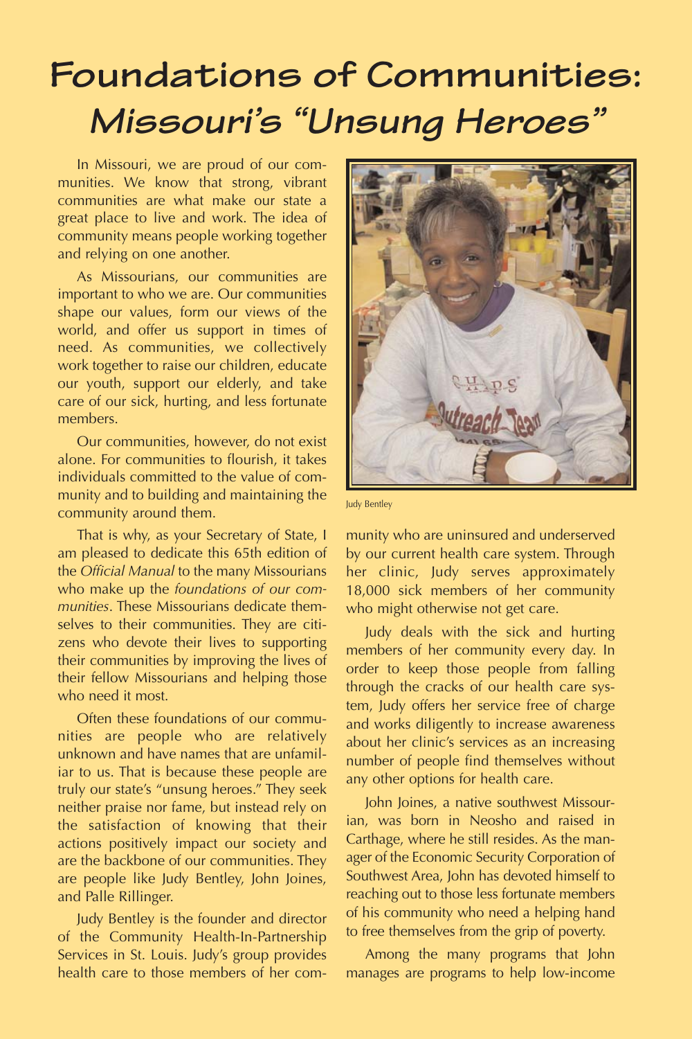# Foundations of Communities: Missouri's "Unsung Heroes"

In Missouri, we are proud of our communities. We know that strong, vibrant communities are what make our state a great place to live and work. The idea of community means people working together and relying on one another.

As Missourians, our communities are important to who we are. Our communities shape our values, form our views of the world, and offer us support in times of need. As communities, we collectively work together to raise our children, educate our youth, support our elderly, and take care of our sick, hurting, and less fortunate members.

Our communities, however, do not exist alone. For communities to flourish, it takes individuals committed to the value of community and to building and maintaining the community around them.

That is why, as your Secretary of State, I am pleased to dedicate this 65th edition of the *Official Manual* to the many Missourians who make up the *foundations of our communities*. These Missourians dedicate themselves to their communities. They are citizens who devote their lives to supporting their communities by improving the lives of their fellow Missourians and helping those who need it most.

Often these foundations of our communities are people who are relatively unknown and have names that are unfamiliar to us. That is because these people are truly our state's "unsung heroes." They seek neither praise nor fame, but instead rely on the satisfaction of knowing that their actions positively impact our society and are the backbone of our communities. They are people like Judy Bentley, John Joines, and Palle Rillinger.

Judy Bentley is the founder and director of the Community Health-In-Partnership Services in St. Louis. Judy's group provides health care to those members of her community who are uninsured and underserved by our current health care system. Through her clinic, Judy serves approximately 18,000 sick members of her community who might otherwise not get care.

Judy Bentley

Judy deals with the sick and hurting members of her community every day. In order to keep those people from falling through the cracks of our health care system, Judy offers her service free of charge and works diligently to increase awareness about her clinic's services as an increasing number of people find themselves without any other options for health care.

John Joines, a native southwest Missourian, was born in Neosho and raised in Carthage, where he still resides. As the manager of the Economic Security Corporation of Southwest Area, John has devoted himself to reaching out to those less fortunate members of his community who need a helping hand to free themselves from the grip of poverty.

Among the many programs that John manages are programs to help low-income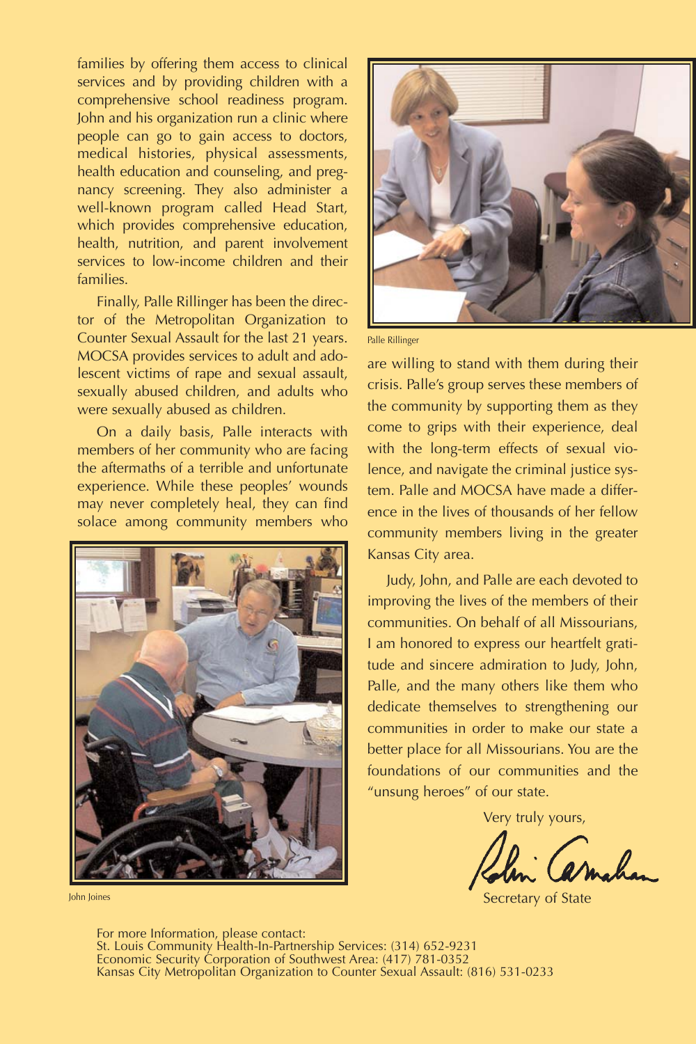families by offering them access to clinical services and by providing children with a comprehensive school readiness program. John and his organization run a clinic where people can go to gain access to doctors, medical histories, physical assessments, health education and counseling, and pregnancy screening. They also administer a well-known program called Head Start, which provides comprehensive education, health, nutrition, and parent involvement services to low-income children and their families.

Finally, Palle Rillinger has been the director of the Metropolitan Organization to Counter Sexual Assault for the last 21 years. MOCSA provides services to adult and adolescent victims of rape and sexual assault, sexually abused children, and adults who were sexually abused as children.

On a daily basis, Palle interacts with members of her community who are facing the aftermaths of a terrible and unfortunate experience. While these peoples' wounds may never completely heal, they can find solace among community members who are willing to stand with them during their crisis. Palle's group serves these members of the community by supporting them as they come to grips with their experience, deal with the long-term effects of sexual violence, and navigate the criminal justice system. Palle and MOCSA have made a difference in the lives of thousands of her fellow community members living in the greater Kansas City area.

John Joines

Palle Rillinger

Judy, John, and Palle are each devoted to improving the lives of the members of their communities. On behalf of all Missourians, I am honored to express our heartfelt gratitude and sincere admiration to Judy, John, Palle, and the many others like them who dedicate themselves to strengthening our communities in order to make our state a better place for all Missourians. You are the foundations of our communities and the "unsung heroes" of our state.

Very truly yours,

Robin Carnahan

Secretary of State

For more Information, please contact:
St. Louis Community Health-In-Partnership Services: (314) 652-9231
Economic Security Corporation of Southwest Area: (417) 781-0352
Kansas City Metropolitan Organization to Counter Sexual Assault: (816) 531-0233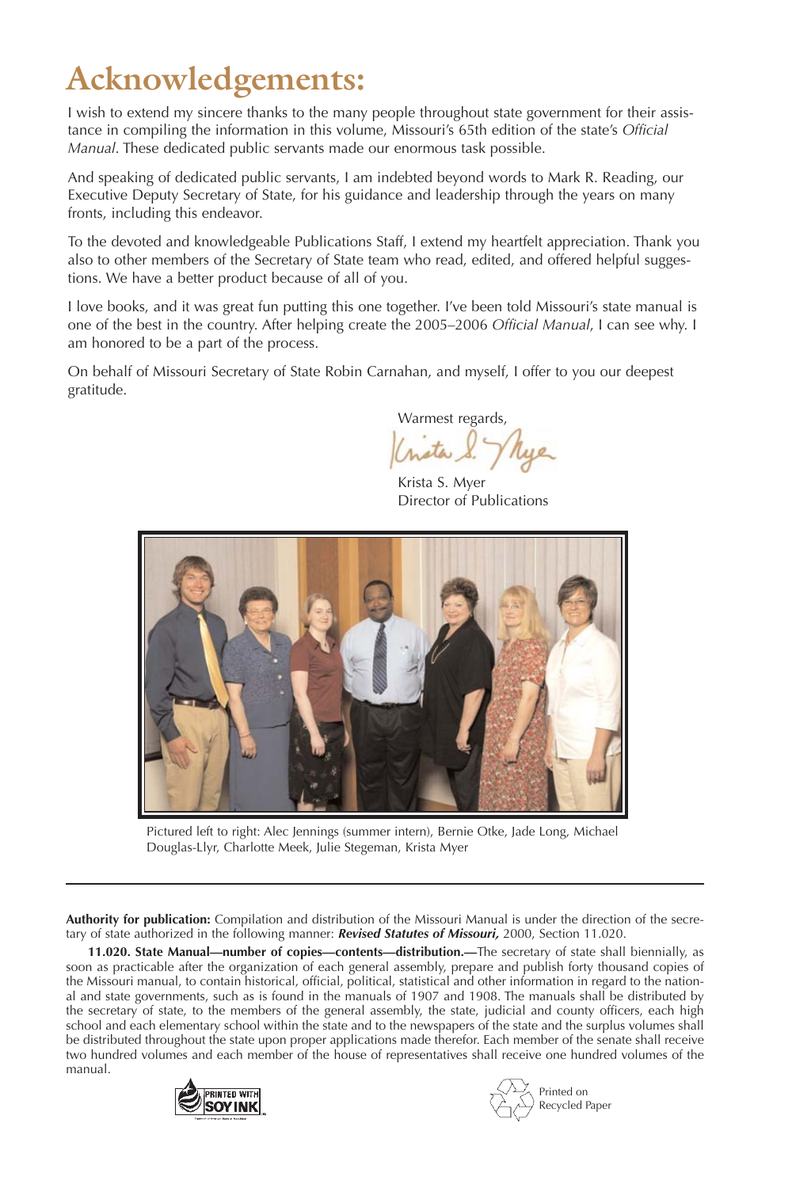# Acknowledgements:

I wish to extend my sincere thanks to the many people throughout state government for their assistance in compiling the information in this volume, Missouri's 65th edition of the state's *Official Manual*. These dedicated public servants made our enormous task possible.

And speaking of dedicated public servants, I am indebted beyond words to Mark R. Reading, our Executive Deputy Secretary of State, for his guidance and leadership through the years on many fronts, including this endeavor.

To the devoted and knowledgeable Publications Staff, I extend my heartfelt appreciation. Thank you also to other members of the Secretary of State team who read, edited, and offered helpful suggestions. We have a better product because of all of you.

I love books, and it was great fun putting this one together. I've been told Missouri's state manual is one of the best in the country. After helping create the 2005–2006 *Official Manual*, I can see why. I am honored to be a part of the process.

On behalf of Missouri Secretary of State Robin Carnahan, and myself, I offer to you our deepest gratitude.

Warmest regards,

Krista S. Myer
Director of Publications

Pictured left to right: Alec Jennings (summer intern), Bernie Otke, Jade Long, Michael Douglas-Llyr, Charlotte Meek, Julie Stegeman, Krista Myer

---

**Authority for publication:** Compilation and distribution of the Missouri Manual is under the direction of the secretary of state authorized in the following manner: ***Revised Statutes of Missouri,*** 2000, Section 11.020.

**11.020. State Manual—number of copies—contents—distribution.—**The secretary of state shall biennially, as soon as practicable after the organization of each general assembly, prepare and publish forty thousand copies of the Missouri manual, to contain historical, official, political, statistical and other information in regard to the national and state governments, such as is found in the manuals of 1907 and 1908. The manuals shall be distributed by the secretary of state, to the members of the general assembly, the state, judicial and county officers, each high school and each elementary school within the state and to the newspapers of the state and the surplus volumes shall be distributed throughout the state upon proper applications made therefor. Each member of the senate shall receive two hundred volumes and each member of the house of representatives shall receive one hundred volumes of the manual.

PRINTED WITH SOY INK

Printed on Recycled Paper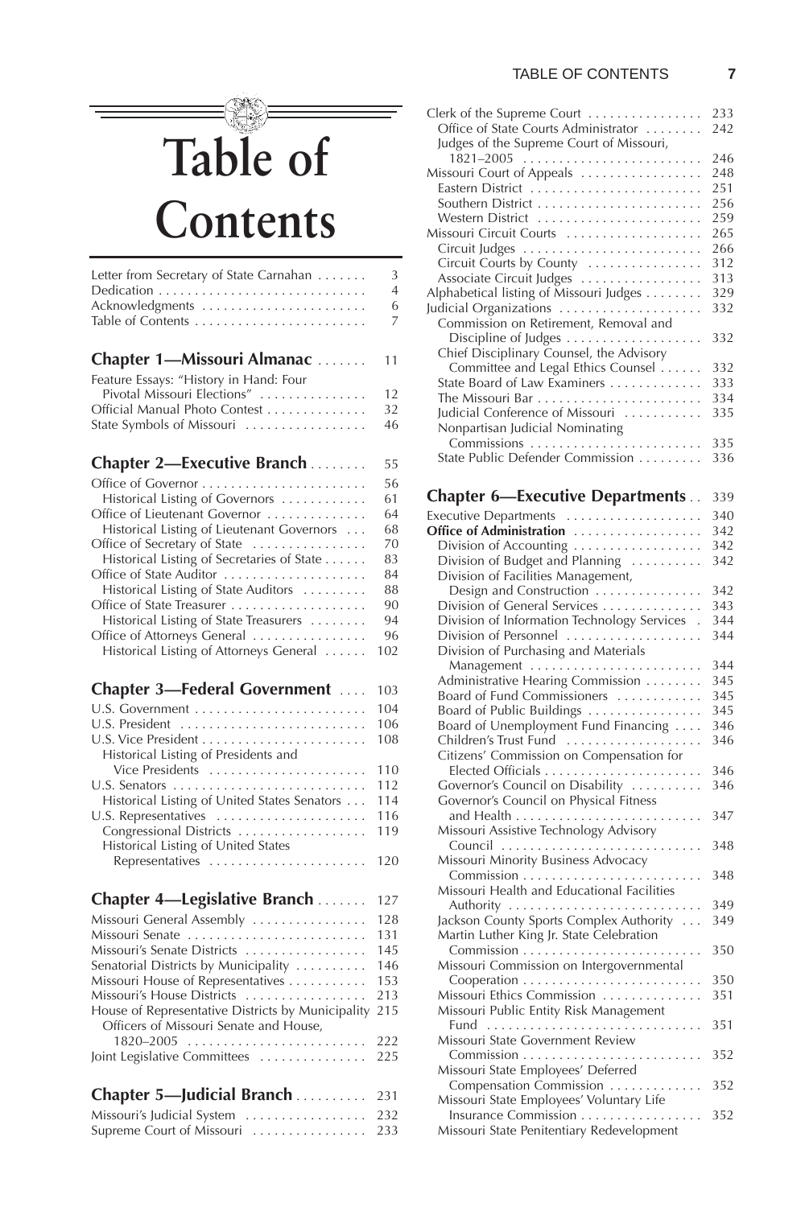# Table of Contents

Letter from Secretary of State Carnahan . . . . . . . 3
Dedication . . . . . . . . . . . . . . . . . . . . . . . . . . . . 4
Acknowledgments . . . . . . . . . . . . . . . . . . . . . . 6
Table of Contents . . . . . . . . . . . . . . . . . . . . . . . 7

## Chapter 1—Missouri Almanac . . . . . . . 11

Feature Essays: "History in Hand: Four Pivotal Missouri Elections" . . . . . . . . . . . . . . . 12
Official Manual Photo Contest . . . . . . . . . . . . . . 32
State Symbols of Missouri . . . . . . . . . . . . . . . . . 46

## Chapter 2—Executive Branch . . . . . . . . 55

Office of Governor . . . . . . . . . . . . . . . . . . . . . . . 56
- Historical Listing of Governors . . . . . . . . . . . . 61

Office of Lieutenant Governor . . . . . . . . . . . . . . 64
- Historical Listing of Lieutenant Governors . . . 68

Office of Secretary of State . . . . . . . . . . . . . . . . 70
- Historical Listing of Secretaries of State . . . . . . 83

Office of State Auditor . . . . . . . . . . . . . . . . . . . . 84
- Historical Listing of State Auditors . . . . . . . . . 88

Office of State Treasurer . . . . . . . . . . . . . . . . . . . 90
- Historical Listing of State Treasurers . . . . . . . . 94

Office of Attorneys General . . . . . . . . . . . . . . . . 96
- Historical Listing of Attorneys General . . . . . . 102

## Chapter 3—Federal Government . . . . 103

U.S. Government . . . . . . . . . . . . . . . . . . . . . . . . 104
U.S. President . . . . . . . . . . . . . . . . . . . . . . . . . . 106
U.S. Vice President . . . . . . . . . . . . . . . . . . . . . . . 108
- Historical Listing of Presidents and Vice Presidents . . . . . . . . . . . . . . . . . . . . . . 110

U.S. Senators . . . . . . . . . . . . . . . . . . . . . . . . . . . 112
- Historical Listing of United States Senators . . . 114

U.S. Representatives . . . . . . . . . . . . . . . . . . . . . 116
- Congressional Districts . . . . . . . . . . . . . . . . . . 119
- Historical Listing of United States Representatives . . . . . . . . . . . . . . . . . . . . . . 120

## Chapter 4—Legislative Branch . . . . . . . 127

Missouri General Assembly . . . . . . . . . . . . . . . . 128
Missouri Senate . . . . . . . . . . . . . . . . . . . . . . . . . 131
Missouri's Senate Districts . . . . . . . . . . . . . . . . . 145
Senatorial Districts by Municipality . . . . . . . . . . 146
Missouri House of Representatives . . . . . . . . . . . 153
Missouri's House Districts . . . . . . . . . . . . . . . . . 213
House of Representative Districts by Municipality 215
- Officers of Missouri Senate and House, 1820–2005 . . . . . . . . . . . . . . . . . . . . . . . . . 222

Joint Legislative Committees . . . . . . . . . . . . . . . 225

## Chapter 5—Judicial Branch . . . . . . . . . . 231

Missouri's Judicial System . . . . . . . . . . . . . . . . . 232
Supreme Court of Missouri . . . . . . . . . . . . . . . . 233
Clerk of the Supreme Court . . . . . . . . . . . . . . . . 233
- Office of State Courts Administrator . . . . . . . . 242
- Judges of the Supreme Court of Missouri, 1821–2005 . . . . . . . . . . . . . . . . . . . . . . . . . 246

Missouri Court of Appeals . . . . . . . . . . . . . . . . . 248
- Eastern District . . . . . . . . . . . . . . . . . . . . . . . . 251
- Southern District . . . . . . . . . . . . . . . . . . . . . . . 256
- Western District . . . . . . . . . . . . . . . . . . . . . . . 259

Missouri Circuit Courts . . . . . . . . . . . . . . . . . . . 265
- Circuit Judges . . . . . . . . . . . . . . . . . . . . . . . . . 266
- Circuit Courts by County . . . . . . . . . . . . . . . . 312
- Associate Circuit Judges . . . . . . . . . . . . . . . . . 313

Alphabetical listing of Missouri Judges . . . . . . . . 329
Judicial Organizations . . . . . . . . . . . . . . . . . . . . 332
- Commission on Retirement, Removal and Discipline of Judges . . . . . . . . . . . . . . . . . . . 332
- Chief Disciplinary Counsel, the Advisory Committee and Legal Ethics Counsel . . . . . . 332
- State Board of Law Examiners . . . . . . . . . . . . . 333
- The Missouri Bar . . . . . . . . . . . . . . . . . . . . . . . 334
- Judicial Conference of Missouri . . . . . . . . . . . 335
- Nonpartisan Judicial Nominating Commissions . . . . . . . . . . . . . . . . . . . . . . . . 335
- State Public Defender Commission . . . . . . . . . 336

## Chapter 6—Executive Departments . . 339

Executive Departments . . . . . . . . . . . . . . . . . . . 340
**Office of Administration** . . . . . . . . . . . . . . . . . 342
- Division of Accounting . . . . . . . . . . . . . . . . . . 342
- Division of Budget and Planning . . . . . . . . . . 342
- Division of Facilities Management, Design and Construction . . . . . . . . . . . . . . . 342
- Division of General Services . . . . . . . . . . . . . . 343
- Division of Information Technology Services . 344
- Division of Personnel . . . . . . . . . . . . . . . . . . . 344
- Division of Purchasing and Materials Management . . . . . . . . . . . . . . . . . . . . . . . . 344
- Administrative Hearing Commission . . . . . . . . 345
- Board of Fund Commissioners . . . . . . . . . . . . 345
- Board of Public Buildings . . . . . . . . . . . . . . . . 345
- Board of Unemployment Fund Financing . . . . 346
- Children's Trust Fund . . . . . . . . . . . . . . . . . . . 346
- Citizens' Commission on Compensation for Elected Officials . . . . . . . . . . . . . . . . . . . . . . 346
- Governor's Council on Disability . . . . . . . . . . 346
- Governor's Council on Physical Fitness and Health . . . . . . . . . . . . . . . . . . . . . . . . . . 347
- Missouri Assistive Technology Advisory Council . . . . . . . . . . . . . . . . . . . . . . . . . . . . 348
- Missouri Minority Business Advocacy Commission . . . . . . . . . . . . . . . . . . . . . . . . . 348
- Missouri Health and Educational Facilities Authority . . . . . . . . . . . . . . . . . . . . . . . . . . 349
- Jackson County Sports Complex Authority . . . 349
- Martin Luther King Jr. State Celebration Commission . . . . . . . . . . . . . . . . . . . . . . . . . 350
- Missouri Commission on Intergovernmental Cooperation . . . . . . . . . . . . . . . . . . . . . . . . . 350
- Missouri Ethics Commission . . . . . . . . . . . . . . 351
- Missouri Public Entity Risk Management Fund . . . . . . . . . . . . . . . . . . . . . . . . . . . . . . 351
- Missouri State Government Review Commission . . . . . . . . . . . . . . . . . . . . . . . . . 352
- Missouri State Employees' Deferred Compensation Commission . . . . . . . . . . . . . 352
- Missouri State Employees' Voluntary Life Insurance Commission . . . . . . . . . . . . . . . . . 352
- Missouri State Penitentiary Redevelopment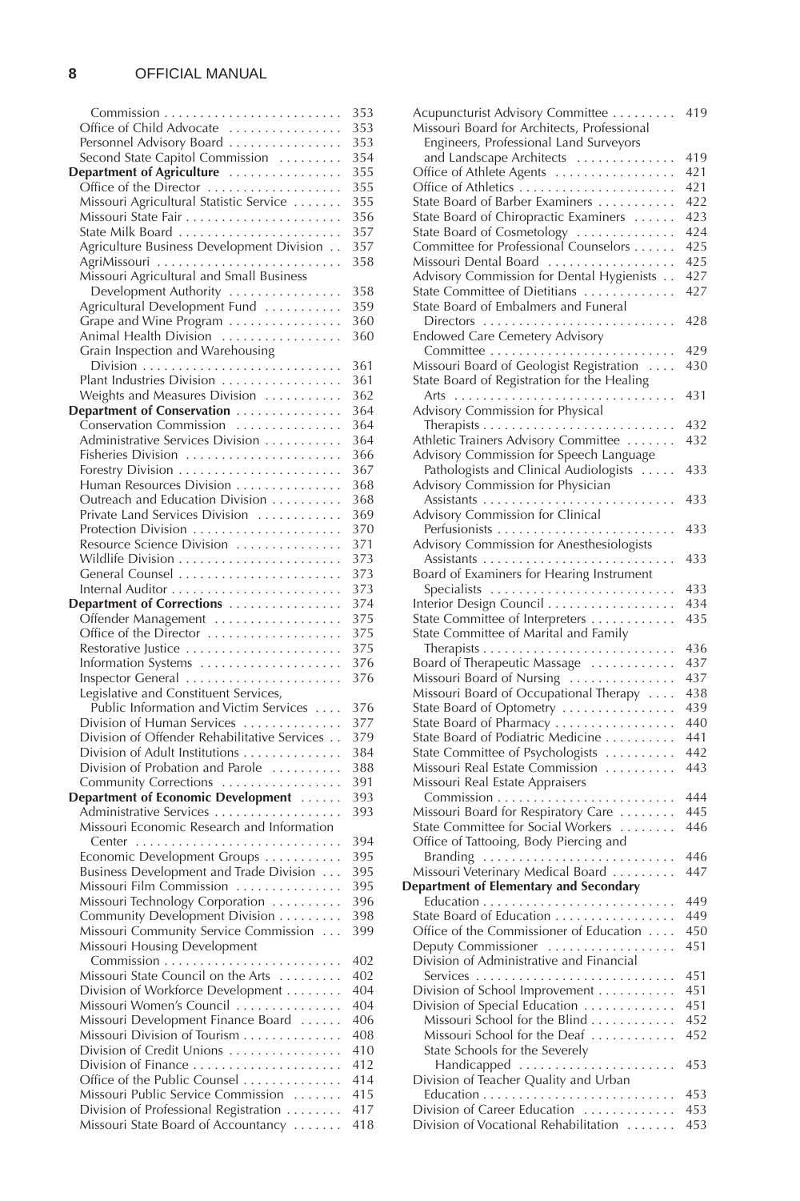Commission . . . . . . . . . . . . . . . . . . . . . . . . . 353
Office of Child Advocate . . . . . . . . . . . . . . . . 353
Personnel Advisory Board . . . . . . . . . . . . . . . . 353
Second State Capitol Commission . . . . . . . . . 354
**Department of Agriculture** . . . . . . . . . . . . . . . . 355
Office of the Director . . . . . . . . . . . . . . . . . . . 355
Missouri Agricultural Statistic Service . . . . . . . 355
Missouri State Fair . . . . . . . . . . . . . . . . . . . . . . 356
State Milk Board . . . . . . . . . . . . . . . . . . . . . . . 357
Agriculture Business Development Division . . 357
AgriMissouri . . . . . . . . . . . . . . . . . . . . . . . . . . 358
Missouri Agricultural and Small Business Development Authority . . . . . . . . . . . . . . . . 358
Agricultural Development Fund . . . . . . . . . . . 359
Grape and Wine Program . . . . . . . . . . . . . . . . 360
Animal Health Division . . . . . . . . . . . . . . . . . 360
Grain Inspection and Warehousing Division . . . . . . . . . . . . . . . . . . . . . . . . . . . . 361
Plant Industries Division . . . . . . . . . . . . . . . . . 361
Weights and Measures Division . . . . . . . . . . . 362
**Department of Conservation** . . . . . . . . . . . . . . . 364
Conservation Commission . . . . . . . . . . . . . . . 364
Administrative Services Division . . . . . . . . . . . 364
Fisheries Division . . . . . . . . . . . . . . . . . . . . . . 366
Forestry Division . . . . . . . . . . . . . . . . . . . . . . . 367
Human Resources Division . . . . . . . . . . . . . . . 368
Outreach and Education Division . . . . . . . . . . 368
Private Land Services Division . . . . . . . . . . . . 369
Protection Division . . . . . . . . . . . . . . . . . . . . . 370
Resource Science Division . . . . . . . . . . . . . . . 371
Wildlife Division . . . . . . . . . . . . . . . . . . . . . . . 373
General Counsel . . . . . . . . . . . . . . . . . . . . . . . 373
Internal Auditor . . . . . . . . . . . . . . . . . . . . . . . . 373
**Department of Corrections** . . . . . . . . . . . . . . . . 374
Offender Management . . . . . . . . . . . . . . . . . . 375
Office of the Director . . . . . . . . . . . . . . . . . . . 375
Restorative Justice . . . . . . . . . . . . . . . . . . . . . . 375
Information Systems . . . . . . . . . . . . . . . . . . . . 376
Inspector General . . . . . . . . . . . . . . . . . . . . . . 376
Legislative and Constituent Services, Public Information and Victim Services . . . . 376
Division of Human Services . . . . . . . . . . . . . . 377
Division of Offender Rehabilitative Services . . 379
Division of Adult Institutions . . . . . . . . . . . . . . 384
Division of Probation and Parole . . . . . . . . . . 388
Community Corrections . . . . . . . . . . . . . . . . . 391
**Department of Economic Development** . . . . . . 393
Administrative Services . . . . . . . . . . . . . . . . . . 393
Missouri Economic Research and Information Center . . . . . . . . . . . . . . . . . . . . . . . . . . . . . 394
Economic Development Groups . . . . . . . . . . . 395
Business Development and Trade Division . . . 395
Missouri Film Commission . . . . . . . . . . . . . . . 395
Missouri Technology Corporation . . . . . . . . . . 396
Community Development Division . . . . . . . . . 398
Missouri Community Service Commission . . . 399
Missouri Housing Development Commission . . . . . . . . . . . . . . . . . . . . . . . . . 402
Missouri State Council on the Arts . . . . . . . . . 402
Division of Workforce Development . . . . . . . . 404
Missouri Women's Council . . . . . . . . . . . . . . . 404
Missouri Development Finance Board . . . . . . 406
Missouri Division of Tourism . . . . . . . . . . . . . . 408
Division of Credit Unions . . . . . . . . . . . . . . . . 410
Division of Finance . . . . . . . . . . . . . . . . . . . . . 412
Office of the Public Counsel . . . . . . . . . . . . . . 414
Missouri Public Service Commission . . . . . . . 415
Division of Professional Registration . . . . . . . . 417
Missouri State Board of Accountancy . . . . . . . 418
Acupuncturist Advisory Committee . . . . . . . . . 419
Missouri Board for Architects, Professional Engineers, Professional Land Surveyors and Landscape Architects . . . . . . . . . . . . . . 419
Office of Athlete Agents . . . . . . . . . . . . . . . . . 421
Office of Athletics . . . . . . . . . . . . . . . . . . . . . . 421
State Board of Barber Examiners . . . . . . . . . . . 422
State Board of Chiropractic Examiners . . . . . . 423
State Board of Cosmetology . . . . . . . . . . . . . . 424
Committee for Professional Counselors . . . . . . 425
Missouri Dental Board . . . . . . . . . . . . . . . . . . 425
Advisory Commission for Dental Hygienists . . 427
State Committee of Dietitians . . . . . . . . . . . . . 427
State Board of Embalmers and Funeral Directors . . . . . . . . . . . . . . . . . . . . . . . . . . . 428
Endowed Care Cemetery Advisory Committee . . . . . . . . . . . . . . . . . . . . . . . . . . 429
Missouri Board of Geologist Registration . . . . 430
State Board of Registration for the Healing Arts . . . . . . . . . . . . . . . . . . . . . . . . . . . . . . . 431
Advisory Commission for Physical Therapists . . . . . . . . . . . . . . . . . . . . . . . . . . . 432
Athletic Trainers Advisory Committee . . . . . . . 432
Advisory Commission for Speech Language Pathologists and Clinical Audiologists . . . . . 433
Advisory Commission for Physician Assistants . . . . . . . . . . . . . . . . . . . . . . . . . . . 433
Advisory Commission for Clinical Perfusionists . . . . . . . . . . . . . . . . . . . . . . . . . 433
Advisory Commission for Anesthesiologists Assistants . . . . . . . . . . . . . . . . . . . . . . . . . . . 433
Board of Examiners for Hearing Instrument Specialists . . . . . . . . . . . . . . . . . . . . . . . . . . 433
Interior Design Council . . . . . . . . . . . . . . . . . . 434
State Committee of Interpreters . . . . . . . . . . . . 435
State Committee of Marital and Family Therapists . . . . . . . . . . . . . . . . . . . . . . . . . . . 436
Board of Therapeutic Massage . . . . . . . . . . . . 437
Missouri Board of Nursing . . . . . . . . . . . . . . . 437
Missouri Board of Occupational Therapy . . . . 438
State Board of Optometry . . . . . . . . . . . . . . . . 439
State Board of Pharmacy . . . . . . . . . . . . . . . . . 440
State Board of Podiatric Medicine . . . . . . . . . . 441
State Committee of Psychologists . . . . . . . . . . 442
Missouri Real Estate Commission . . . . . . . . . . 443
Missouri Real Estate Appraisers Commission . . . . . . . . . . . . . . . . . . . . . . . . . 444
Missouri Board for Respiratory Care . . . . . . . . 445
State Committee for Social Workers . . . . . . . . 446
Office of Tattooing, Body Piercing and Branding . . . . . . . . . . . . . . . . . . . . . . . . . . . 446
Missouri Veterinary Medical Board . . . . . . . . . 447
**Department of Elementary and Secondary Education** . . . . . . . . . . . . . . . . . . . . . . . . . . . 449
State Board of Education . . . . . . . . . . . . . . . . . 449
Office of the Commissioner of Education . . . . 450
Deputy Commissioner . . . . . . . . . . . . . . . . . . 451
Division of Administrative and Financial Services . . . . . . . . . . . . . . . . . . . . . . . . . . . . 451
Division of School Improvement . . . . . . . . . . . 451
Division of Special Education . . . . . . . . . . . . . 451
Missouri School for the Blind . . . . . . . . . . . . 452
Missouri School for the Deaf . . . . . . . . . . . . 452
State Schools for the Severely Handicapped . . . . . . . . . . . . . . . . . . . . . . 453
Division of Teacher Quality and Urban Education . . . . . . . . . . . . . . . . . . . . . . . . . . . 453
Division of Career Education . . . . . . . . . . . . . 453
Division of Vocational Rehabilitation . . . . . . . 453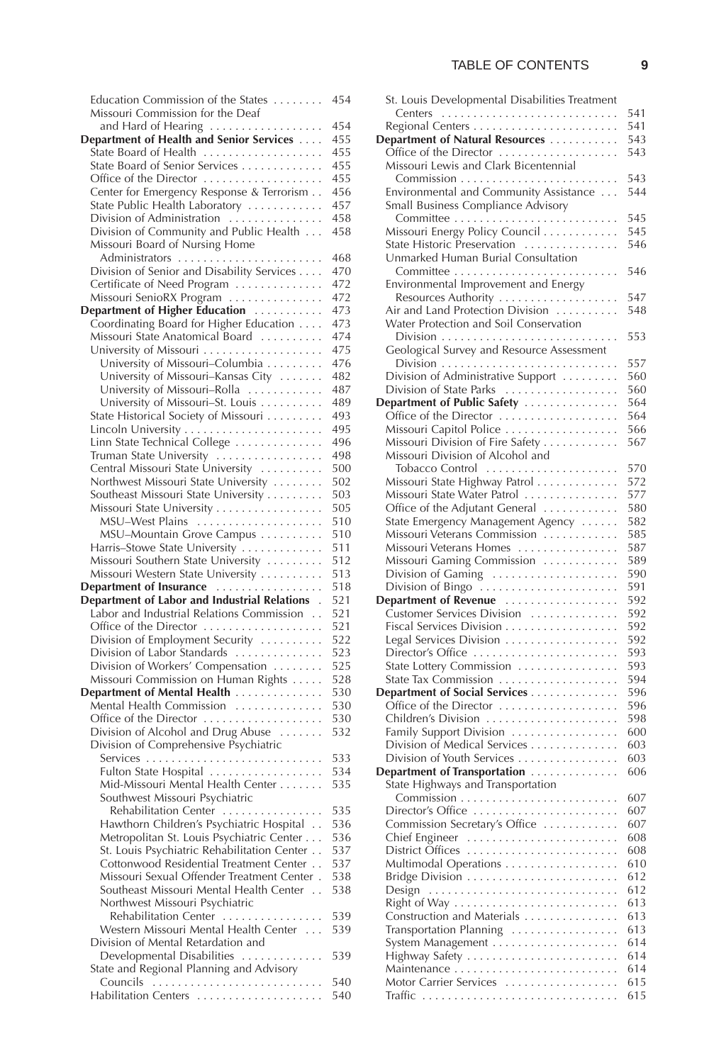Education Commission of the States . . . . . . . . 454
Missouri Commission for the Deaf and Hard of Hearing . . . . . . . . . . . . . . . . . . 454
**Department of Health and Senior Services** . . . . 455
State Board of Health . . . . . . . . . . . . . . . . . . . 455
State Board of Senior Services . . . . . . . . . . . . . 455
Office of the Director . . . . . . . . . . . . . . . . . . . 455
Center for Emergency Response & Terrorism . . 456
State Public Health Laboratory . . . . . . . . . . . . 457
Division of Administration . . . . . . . . . . . . . . . 458
Division of Community and Public Health . . . 458
Missouri Board of Nursing Home Administrators . . . . . . . . . . . . . . . . . . . . . . . 468
Division of Senior and Disability Services . . . . 470
Certificate of Need Program . . . . . . . . . . . . . . 472
Missouri SenioRX Program . . . . . . . . . . . . . . . 472
**Department of Higher Education** . . . . . . . . . . . 473
Coordinating Board for Higher Education . . . . 473
Missouri State Anatomical Board . . . . . . . . . . 474
University of Missouri . . . . . . . . . . . . . . . . . . . 475
University of Missouri–Columbia . . . . . . . . . 476
University of Missouri–Kansas City . . . . . . . 482
University of Missouri–Rolla . . . . . . . . . . . . 487
University of Missouri–St. Louis . . . . . . . . . . 489
State Historical Society of Missouri . . . . . . . . . 493
Lincoln University . . . . . . . . . . . . . . . . . . . . . . 495
Linn State Technical College . . . . . . . . . . . . . . 496
Truman State University . . . . . . . . . . . . . . . . . 498
Central Missouri State University . . . . . . . . . . 500
Northwest Missouri State University . . . . . . . . 502
Southeast Missouri State University . . . . . . . . . 503
Missouri State University . . . . . . . . . . . . . . . . . 505
MSU–West Plains . . . . . . . . . . . . . . . . . . . . 510
MSU–Mountain Grove Campus . . . . . . . . . . 510
Harris–Stowe State University . . . . . . . . . . . . . 511
Missouri Southern State University . . . . . . . . . 512
Missouri Western State University . . . . . . . . . . 513
**Department of Insurance** . . . . . . . . . . . . . . . . . 518
**Department of Labor and Industrial Relations** . 521
Labor and Industrial Relations Commission . . 521
Office of the Director . . . . . . . . . . . . . . . . . . . 521
Division of Employment Security . . . . . . . . . . 522
Division of Labor Standards . . . . . . . . . . . . . . 523
Division of Workers' Compensation . . . . . . . . 525
Missouri Commission on Human Rights . . . . . 528
**Department of Mental Health** . . . . . . . . . . . . . . 530
Mental Health Commission . . . . . . . . . . . . . . 530
Office of the Director . . . . . . . . . . . . . . . . . . . 530
Division of Alcohol and Drug Abuse . . . . . . . 532
Division of Comprehensive Psychiatric Services . . . . . . . . . . . . . . . . . . . . . . . . . . . . 533
Fulton State Hospital . . . . . . . . . . . . . . . . . . 534
Mid-Missouri Mental Health Center . . . . . . . 535
Southwest Missouri Psychiatric Rehabilitation Center . . . . . . . . . . . . . . . . 535
Hawthorn Children's Psychiatric Hospital . . 536
Metropolitan St. Louis Psychiatric Center . . . 536
St. Louis Psychiatric Rehabilitation Center . . 537
Cottonwood Residential Treatment Center . . 537
Missouri Sexual Offender Treatment Center . 538
Southeast Missouri Mental Health Center . . 538
Northwest Missouri Psychiatric Rehabilitation Center . . . . . . . . . . . . . . . . 539
Western Missouri Mental Health Center . . . 539
Division of Mental Retardation and Developmental Disabilities . . . . . . . . . . . . . 539
State and Regional Planning and Advisory Councils . . . . . . . . . . . . . . . . . . . . . . . . . . . 540
Habilitation Centers . . . . . . . . . . . . . . . . . . . . 540
St. Louis Developmental Disabilities Treatment Centers . . . . . . . . . . . . . . . . . . . . . . . . . . . . 541
Regional Centers . . . . . . . . . . . . . . . . . . . . . . . 541
**Department of Natural Resources** . . . . . . . . . . . 543
Office of the Director . . . . . . . . . . . . . . . . . . . 543
Missouri Lewis and Clark Bicentennial Commission . . . . . . . . . . . . . . . . . . . . . . . . . 543
Environmental and Community Assistance . . . 544
Small Business Compliance Advisory Committee . . . . . . . . . . . . . . . . . . . . . . . . . . 545
Missouri Energy Policy Council . . . . . . . . . . . . 545
State Historic Preservation . . . . . . . . . . . . . . . 546
Unmarked Human Burial Consultation Committee . . . . . . . . . . . . . . . . . . . . . . . . . . 546
Environmental Improvement and Energy Resources Authority . . . . . . . . . . . . . . . . . . . 547
Air and Land Protection Division . . . . . . . . . . 548
Water Protection and Soil Conservation Division . . . . . . . . . . . . . . . . . . . . . . . . . . . . 553
Geological Survey and Resource Assessment Division . . . . . . . . . . . . . . . . . . . . . . . . . . . . 557
Division of Administrative Support . . . . . . . . . 560
Division of State Parks . . . . . . . . . . . . . . . . . . 560
**Department of Public Safety** . . . . . . . . . . . . . . . 564
Office of the Director . . . . . . . . . . . . . . . . . . . 564
Missouri Capitol Police . . . . . . . . . . . . . . . . . . 566
Missouri Division of Fire Safety . . . . . . . . . . . . 567
Missouri Division of Alcohol and Tobacco Control . . . . . . . . . . . . . . . . . . . . . 570
Missouri State Highway Patrol . . . . . . . . . . . . . 572
Missouri State Water Patrol . . . . . . . . . . . . . . . 577
Office of the Adjutant General . . . . . . . . . . . . 580
State Emergency Management Agency . . . . . . 582
Missouri Veterans Commission . . . . . . . . . . . . 585
Missouri Veterans Homes . . . . . . . . . . . . . . . . 587
Missouri Gaming Commission . . . . . . . . . . . . 589
Division of Gaming . . . . . . . . . . . . . . . . . . . . 590
Division of Bingo . . . . . . . . . . . . . . . . . . . . . . 591
**Department of Revenue** . . . . . . . . . . . . . . . . . . 592
Customer Services Division . . . . . . . . . . . . . . 592
Fiscal Services Division . . . . . . . . . . . . . . . . . . 592
Legal Services Division . . . . . . . . . . . . . . . . . . 592
Director's Office . . . . . . . . . . . . . . . . . . . . . . . 593
State Lottery Commission . . . . . . . . . . . . . . . . 593
State Tax Commission . . . . . . . . . . . . . . . . . . . 594
**Department of Social Services** . . . . . . . . . . . . . . 596
Office of the Director . . . . . . . . . . . . . . . . . . . 596
Children's Division . . . . . . . . . . . . . . . . . . . . . 598
Family Support Division . . . . . . . . . . . . . . . . . 600
Division of Medical Services . . . . . . . . . . . . . . 603
Division of Youth Services . . . . . . . . . . . . . . . . 603
**Department of Transportation** . . . . . . . . . . . . . . 606
State Highways and Transportation Commission . . . . . . . . . . . . . . . . . . . . . . . . . 607
Director's Office . . . . . . . . . . . . . . . . . . . . . . . 607
Commission Secretary's Office . . . . . . . . . . . . 607
Chief Engineer . . . . . . . . . . . . . . . . . . . . . . . . 608
District Offices . . . . . . . . . . . . . . . . . . . . . . . . 608
Multimodal Operations . . . . . . . . . . . . . . . . . . 610
Bridge Division . . . . . . . . . . . . . . . . . . . . . . . . 612
Design . . . . . . . . . . . . . . . . . . . . . . . . . . . . . . 612
Right of Way . . . . . . . . . . . . . . . . . . . . . . . . . . 613
Construction and Materials . . . . . . . . . . . . . . . 613
Transportation Planning . . . . . . . . . . . . . . . . . 613
System Management . . . . . . . . . . . . . . . . . . . . 614
Highway Safety . . . . . . . . . . . . . . . . . . . . . . . . 614
Maintenance . . . . . . . . . . . . . . . . . . . . . . . . . . 614
Motor Carrier Services . . . . . . . . . . . . . . . . . . 615
Traffic . . . . . . . . . . . . . . . . . . . . . . . . . . . . . . . 615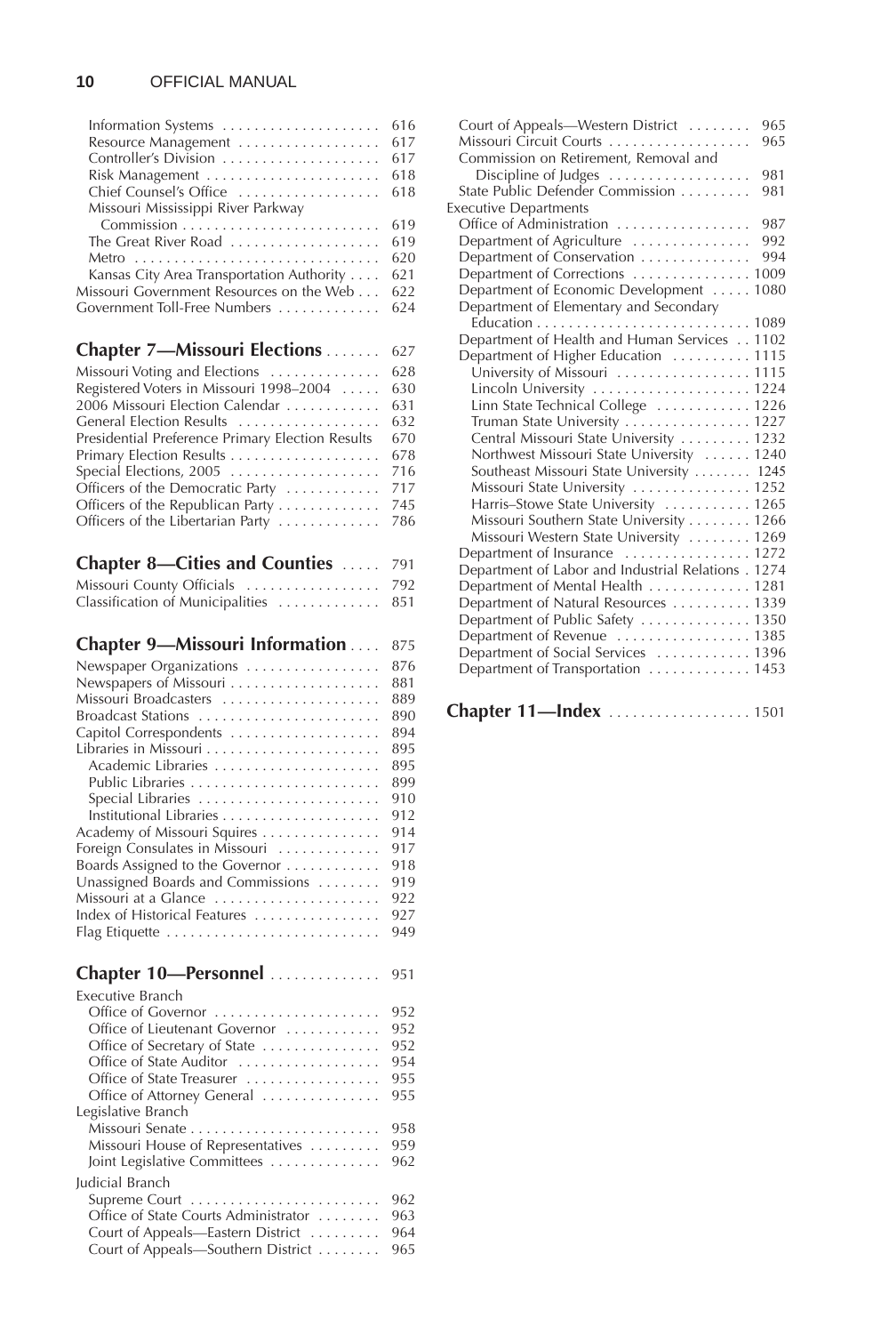Information Systems .................... 616
Resource Management .................. 617
Controller's Division .................... 617
Risk Management ...................... 618
Chief Counsel's Office .................. 618
Missouri Mississippi River Parkway Commission ......................... 619
The Great River Road ................... 619
Metro ............................... 620
Kansas City Area Transportation Authority .... 621
Missouri Government Resources on the Web ... 622
Government Toll-Free Numbers ............. 624

## Chapter 7—Missouri Elections ....... 627

Missouri Voting and Elections .............. 628
Registered Voters in Missouri 1998–2004 ..... 630
2006 Missouri Election Calendar ............ 631
General Election Results .................. 632
Presidential Preference Primary Election Results 670
Primary Election Results ................... 678
Special Elections, 2005 ................... 716
Officers of the Democratic Party ............ 717
Officers of the Republican Party ............. 745
Officers of the Libertarian Party ............. 786

## Chapter 8—Cities and Counties ..... 791

Missouri County Officials ................. 792
Classification of Municipalities ............. 851

## Chapter 9—Missouri Information .... 875

Newspaper Organizations ................. 876
Newspapers of Missouri ................... 881
Missouri Broadcasters .................... 889
Broadcast Stations ....................... 890
Capitol Correspondents ................... 894
Libraries in Missouri ...................... 895
Academic Libraries ..................... 895
Public Libraries ........................ 899
Special Libraries ....................... 910
Institutional Libraries .................... 912
Academy of Missouri Squires ............... 914
Foreign Consulates in Missouri ............. 917
Boards Assigned to the Governor ............ 918
Unassigned Boards and Commissions ........ 919
Missouri at a Glance ..................... 922
Index of Historical Features ................ 927
Flag Etiquette ........................... 949

## Chapter 10—Personnel ............. 951

Executive Branch
Office of Governor ..................... 952
Office of Lieutenant Governor ............ 952
Office of Secretary of State ............... 952
Office of State Auditor .................. 954
Office of State Treasurer ................. 955
Office of Attorney General ............... 955
Legislative Branch
Missouri Senate ........................ 958
Missouri House of Representatives ......... 959
Joint Legislative Committees .............. 962
Judicial Branch
Supreme Court ........................ 962
Office of State Courts Administrator ........ 963
Court of Appeals—Eastern District ......... 964
Court of Appeals—Southern District ........ 965
Court of Appeals—Western District ........ 965
Missouri Circuit Courts .................. 965
Commission on Retirement, Removal and Discipline of Judges .................. 981
State Public Defender Commission ......... 981
Executive Departments
Office of Administration ................. 987
Department of Agriculture ............... 992
Department of Conservation .............. 994
Department of Corrections ............... 1009
Department of Economic Development ..... 1080
Department of Elementary and Secondary Education ........................... 1089
Department of Health and Human Services .. 1102
Department of Higher Education .......... 1115
University of Missouri ................. 1115
Lincoln University .................... 1224
Linn State Technical College ............ 1226
Truman State University ................ 1227
Central Missouri State University ......... 1232
Northwest Missouri State University ...... 1240
Southeast Missouri State University ........ 1245
Missouri State University ............... 1252
Harris–Stowe State University ........... 1265
Missouri Southern State University ........ 1266
Missouri Western State University ........ 1269
Department of Insurance ................ 1272
Department of Labor and Industrial Relations . 1274
Department of Mental Health ............. 1281
Department of Natural Resources .......... 1339
Department of Public Safety .............. 1350
Department of Revenue ................. 1385
Department of Social Services ............ 1396
Department of Transportation ............. 1453

## Chapter 11—Index .................. 1501